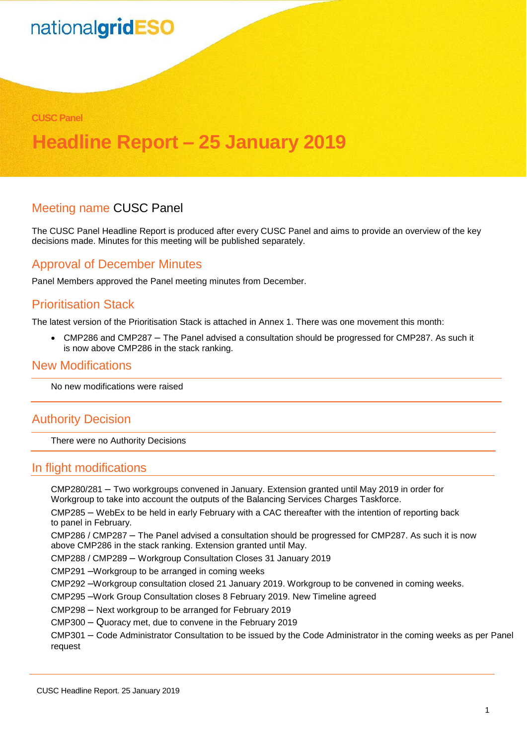nationalgridESO

CUSC Panel

# Headline Report – 25 January 2019

## Meeting name CUSC Panel

The CUSC Panel Headline Report is produced after every CUSC Panel and aims to provide an overview of the key decisions made. Minutes for this meeting will be published separately.

## Approval of December Minutes

Panel Members approved the Panel meeting minutes from December.

## Prioritisation Stack

The latest version of the Prioritisation Stack is attached in Annex 1. There was one movement this month:

- CMP286 and CMP287 – The Panel advised a consultation should be progressed for CMP287. As such it is now above CMP286 in the stack ranking.

## New Modifications

No new modifications were raised

## Authority Decision

There were no Authority Decisions

## In flight modifications

CMP280/281 – Two workgroups convened in January. Extension granted until May 2019 in order for Workgroup to take into account the outputs of the Balancing Services Charges Taskforce.

CMP285 – WebEx to be held in early February with a CAC thereafter with the intention of reporting back to panel in February.

CMP286 / CMP287 – The Panel advised a consultation should be progressed for CMP287. As such it is now above CMP286 in the stack ranking. Extension granted until May.

CMP288 / CMP289 – Workgroup Consultation Closes 31 January 2019

CMP291 –Workgroup to be arranged in coming weeks

CMP292 –Workgroup consultation closed 21 January 2019. Workgroup to be convened in coming weeks.

CMP295 –Work Group Consultation closes 8 February 2019. New Timeline agreed

CMP298 – Next workgroup to be arranged for February 2019

CMP300 – Quoracy met, due to convene in the February 2019

CMP301 – Code Administrator Consultation to be issued by the Code Administrator in the coming weeks as per Panel request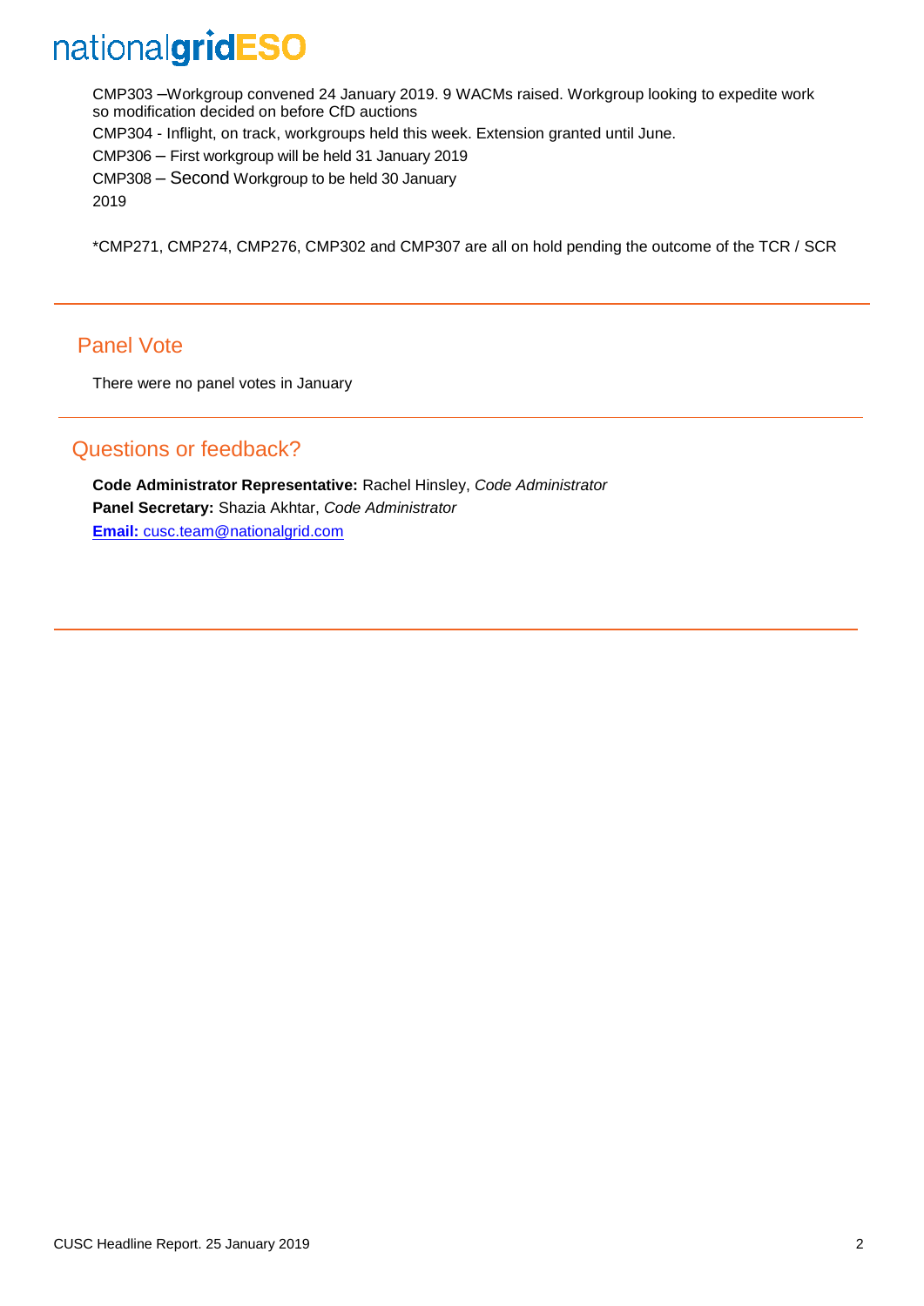CMP303 –Workgroup convened 24 January 2019. 9 WACMs raised. Workgroup looking to expedite work so modification decided on before CfD auctions

CMP304 - Inflight, on track, workgroups held this week. Extension granted until June.

CMP306 – First workgroup will be held 31 January 2019

CMP308 – Second Workgroup to be held 30 January 2019

*CMP271, CMP274, CMP276, CMP302 and CMP307 are all on hold pending the outcome of the TCR / SCR

## Panel Vote

There were no panel votes in January

## Questions or feedback?

**Code Administrator Representative:** Rachel Hinsley, *Code Administrator*
**Panel Secretary:** Shazia Akhtar, *Code Administrator*
**Email:** cusc.team@nationalgrid.com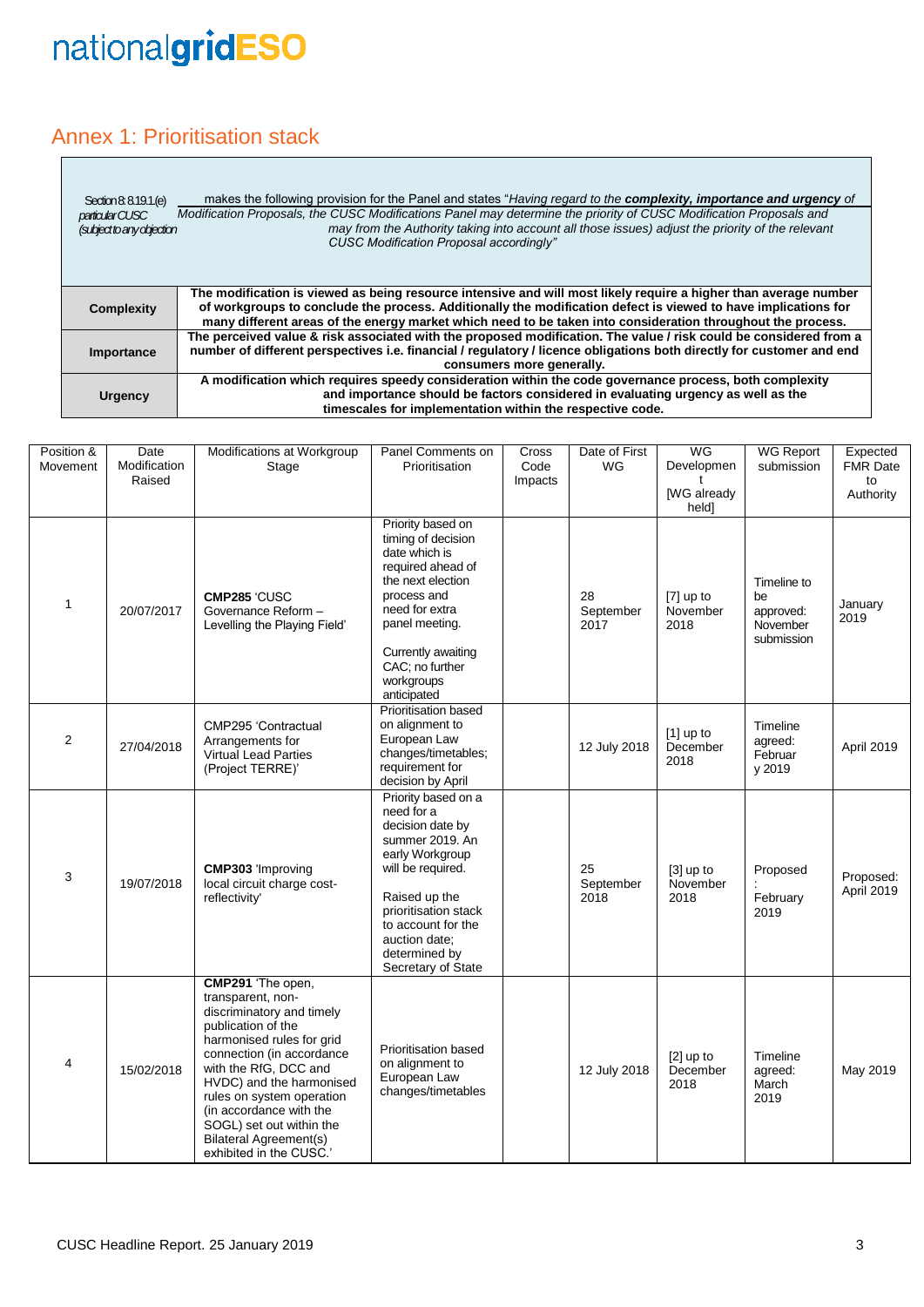## Annex 1: Prioritisation stack

Section 8: 8.19.1.(e) makes the following provision for the Panel and states "*Having regard to the **complexity, importance and urgency** of particular CUSC Modification Proposals, the CUSC Modifications Panel may determine the priority of CUSC Modification Proposals and (subject to any objection may from the Authority taking into account all those issues) adjust the priority of the relevant CUSC Modification Proposal accordingly*"

| | |
|---|---|
| **Complexity** | **The modification is viewed as being resource intensive and will most likely require a higher than average number of workgroups to conclude the process. Additionally the modification defect is viewed to have implications for many different areas of the energy market which need to be taken into consideration throughout the process.** |
| **Importance** | **The perceived value & risk associated with the proposed modification. The value / risk could be considered from a number of different perspectives i.e. financial / regulatory / licence obligations both directly for customer and end consumers more generally.** |
| **Urgency** | **A modification which requires speedy consideration within the code governance process, both complexity and importance should be factors considered in evaluating urgency as well as the timescales for implementation within the respective code.** |

| Position & Movement | Date Modification Raised | Modifications at Workgroup Stage | Panel Comments on Prioritisation | Cross Code Impacts | Date of First WG | WG Development [WG already held] | WG Report submission | Expected FMR Date to Authority |
|---|---|---|---|---|---|---|---|---|
| 1 | 20/07/2017 | **CMP285** 'CUSC Governance Reform – Levelling the Playing Field' | Priority based on timing of decision date which is required ahead of the next election process and need for extra panel meeting.<br><br>Currently awaiting CAC; no further workgroups anticipated | | 28 September 2017 | [7] up to November 2018 | Timeline to be approved: November submission | January 2019 |
| 2 | 27/04/2018 | CMP295 'Contractual Arrangements for Virtual Lead Parties (Project TERRE)' | Prioritisation based on alignment to European Law changes/timetables; requirement for decision by April | | 12 July 2018 | [1] up to December 2018 | Timeline agreed: February 2019 | April 2019 |
| 3 | 19/07/2018 | **CMP303** 'Improving local circuit charge cost-reflectivity' | Priority based on a need for a decision date by summer 2019. An early Workgroup will be required.<br><br>Raised up the prioritisation stack to account for the auction date; determined by Secretary of State | | 25 September 2018 | [3] up to November 2018 | Proposed : February 2019 | Proposed: April 2019 |
| 4 | 15/02/2018 | **CMP291** 'The open, transparent, non-discriminatory and timely publication of the harmonised rules for grid connection (in accordance with the RfG, DCC and HVDC) and the harmonised rules on system operation (in accordance with the SOGL) set out within the Bilateral Agreement(s) exhibited in the CUSC.' | Prioritisation based on alignment to European Law changes/timetables | | 12 July 2018 | [2] up to December 2018 | Timeline agreed: March 2019 | May 2019 |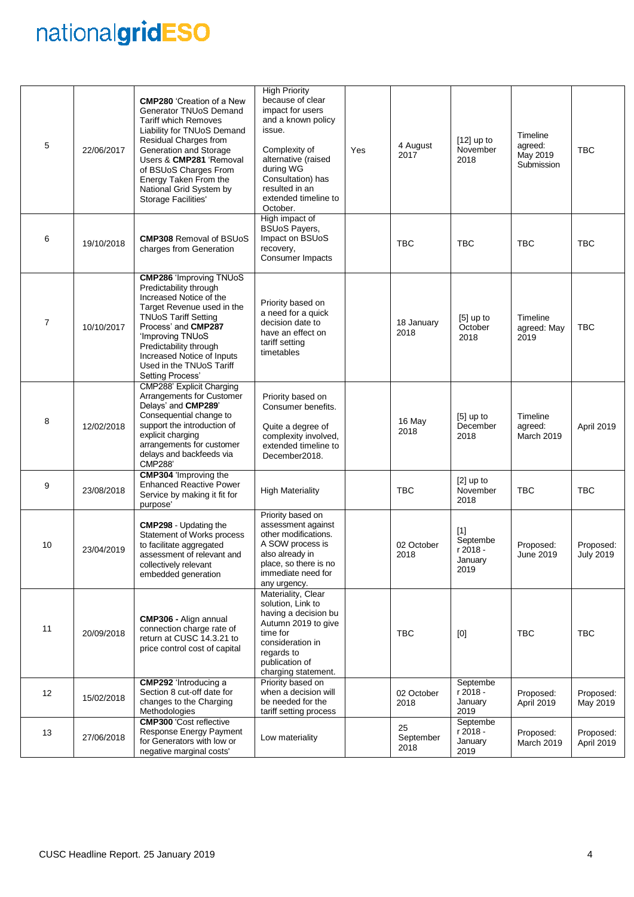| | | | | | | | | |
|---|---|---|---|---|---|---|---|---|
| 5 | 22/06/2017 | **CMP280** 'Creation of a New Generator TNUoS Demand Tariff which Removes Liability for TNUoS Demand Residual Charges from Generation and Storage Users & **CMP281** 'Removal of BSUoS Charges From Energy Taken From the National Grid System by Storage Facilities' | High Priority because of clear impact for users and a known policy issue.<br><br>Complexity of alternative (raised during WG Consultation) has resulted in an extended timeline to October. | Yes | 4 August 2017 | [12] up to November 2018 | Timeline agreed: May 2019 Submission | TBC |
| 6 | 19/10/2018 | **CMP308** Removal of BSUoS charges from Generation | High impact of BSUoS Payers, Impact on BSUoS recovery, Consumer Impacts | | TBC | TBC | TBC | TBC |
| 7 | 10/10/2017 | **CMP286** 'Improving TNUoS Predictability through Increased Notice of the Target Revenue used in the TNUoS Tariff Setting Process' and **CMP287** 'Improving TNUoS Predictability through Increased Notice of Inputs Used in the TNUoS Tariff Setting Process' | Priority based on a need for a quick decision date to have an effect on tariff setting timetables | | 18 January 2018 | [5] up to October 2018 | Timeline agreed: May 2019 | TBC |
| 8 | 12/02/2018 | CMP288' Explicit Charging Arrangements for Customer Delays' and **CMP289**' Consequential change to support the introduction of explicit charging arrangements for customer delays and backfeeds via CMP288' | Priority based on Consumer benefits.<br><br>Quite a degree of complexity involved, extended timeline to December2018. | | 16 May 2018 | [5] up to December 2018 | Timeline agreed: March 2019 | April 2019 |
| 9 | 23/08/2018 | **CMP304** 'Improving the Enhanced Reactive Power Service by making it fit for purpose' | High Materiality | | TBC | [2] up to November 2018 | TBC | TBC |
| 10 | 23/04/2019 | **CMP298** - Updating the Statement of Works process to facilitate aggregated assessment of relevant and collectively relevant embedded generation | Priority based on assessment against other modifications. A SOW process is also already in place, so there is no immediate need for any urgency. | | 02 October 2018 | [1] September 2018 - January 2019 | Proposed: June 2019 | Proposed: July 2019 |
| 11 | 20/09/2018 | **CMP306 -** Align annual connection charge rate of return at CUSC 14.3.21 to price control cost of capital | Materiality, Clear solution, Link to having a decision bu Autumn 2019 to give time for consideration in regards to publication of charging statement. | | TBC | [0] | TBC | TBC |
| 12 | 15/02/2018 | **CMP292** 'Introducing a Section 8 cut-off date for changes to the Charging Methodologies | Priority based on when a decision will be needed for the tariff setting process | | 02 October 2018 | September 2018 - January 2019 | Proposed: April 2019 | Proposed: May 2019 |
| 13 | 27/06/2018 | **CMP300** 'Cost reflective Response Energy Payment for Generators with low or negative marginal costs' | Low materiality | | 25 September 2018 | September 2018 - January 2019 | Proposed: March 2019 | Proposed: April 2019 |